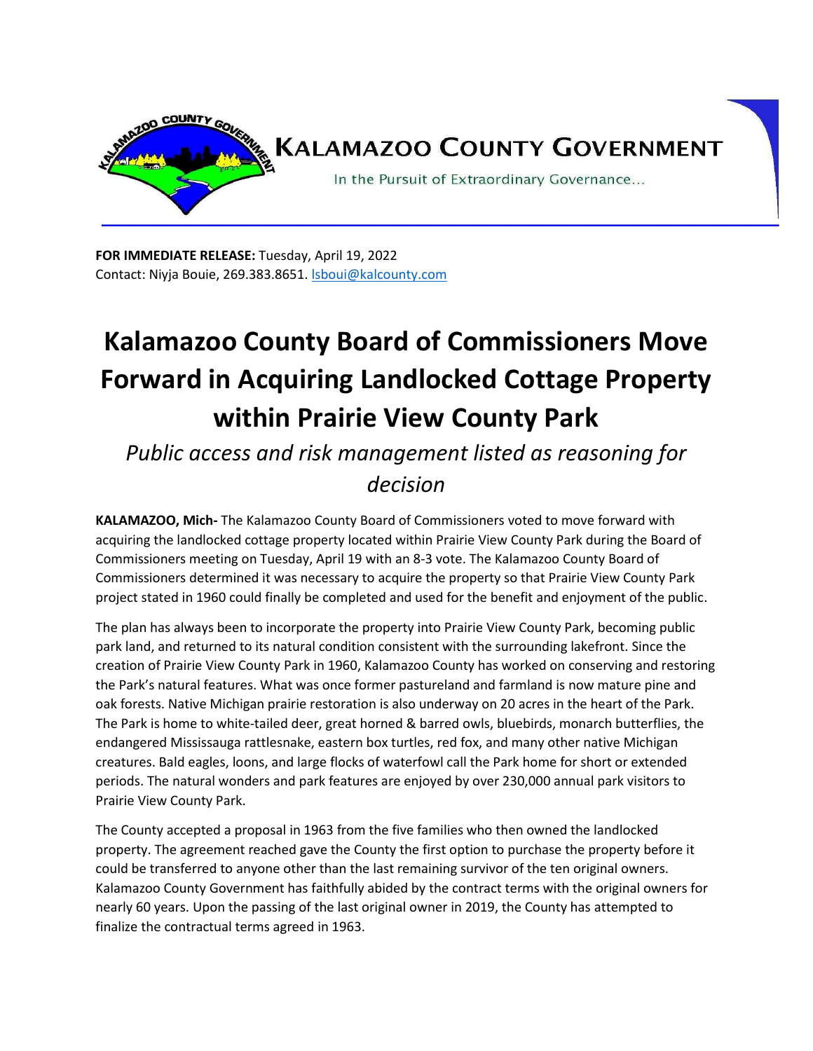KALAMAZOO COUNTY GOVERNMENT

In the Pursuit of Extraordinary Governance…

**FOR IMMEDIATE RELEASE:** Tuesday, April 19, 2022
Contact: Niyja Bouie, 269.383.8651. lsboui@kalcounty.com

# Kalamazoo County Board of Commissioners Move Forward in Acquiring Landlocked Cottage Property within Prairie View County Park

*Public access and risk management listed as reasoning for decision*

**KALAMAZOO, Mich-** The Kalamazoo County Board of Commissioners voted to move forward with acquiring the landlocked cottage property located within Prairie View County Park during the Board of Commissioners meeting on Tuesday, April 19 with an 8-3 vote. The Kalamazoo County Board of Commissioners determined it was necessary to acquire the property so that Prairie View County Park project stated in 1960 could finally be completed and used for the benefit and enjoyment of the public.

The plan has always been to incorporate the property into Prairie View County Park, becoming public park land, and returned to its natural condition consistent with the surrounding lakefront. Since the creation of Prairie View County Park in 1960, Kalamazoo County has worked on conserving and restoring the Park's natural features. What was once former pastureland and farmland is now mature pine and oak forests. Native Michigan prairie restoration is also underway on 20 acres in the heart of the Park. The Park is home to white-tailed deer, great horned & barred owls, bluebirds, monarch butterflies, the endangered Mississauga rattlesnake, eastern box turtles, red fox, and many other native Michigan creatures. Bald eagles, loons, and large flocks of waterfowl call the Park home for short or extended periods. The natural wonders and park features are enjoyed by over 230,000 annual park visitors to Prairie View County Park.

The County accepted a proposal in 1963 from the five families who then owned the landlocked property. The agreement reached gave the County the first option to purchase the property before it could be transferred to anyone other than the last remaining survivor of the ten original owners. Kalamazoo County Government has faithfully abided by the contract terms with the original owners for nearly 60 years. Upon the passing of the last original owner in 2019, the County has attempted to finalize the contractual terms agreed in 1963.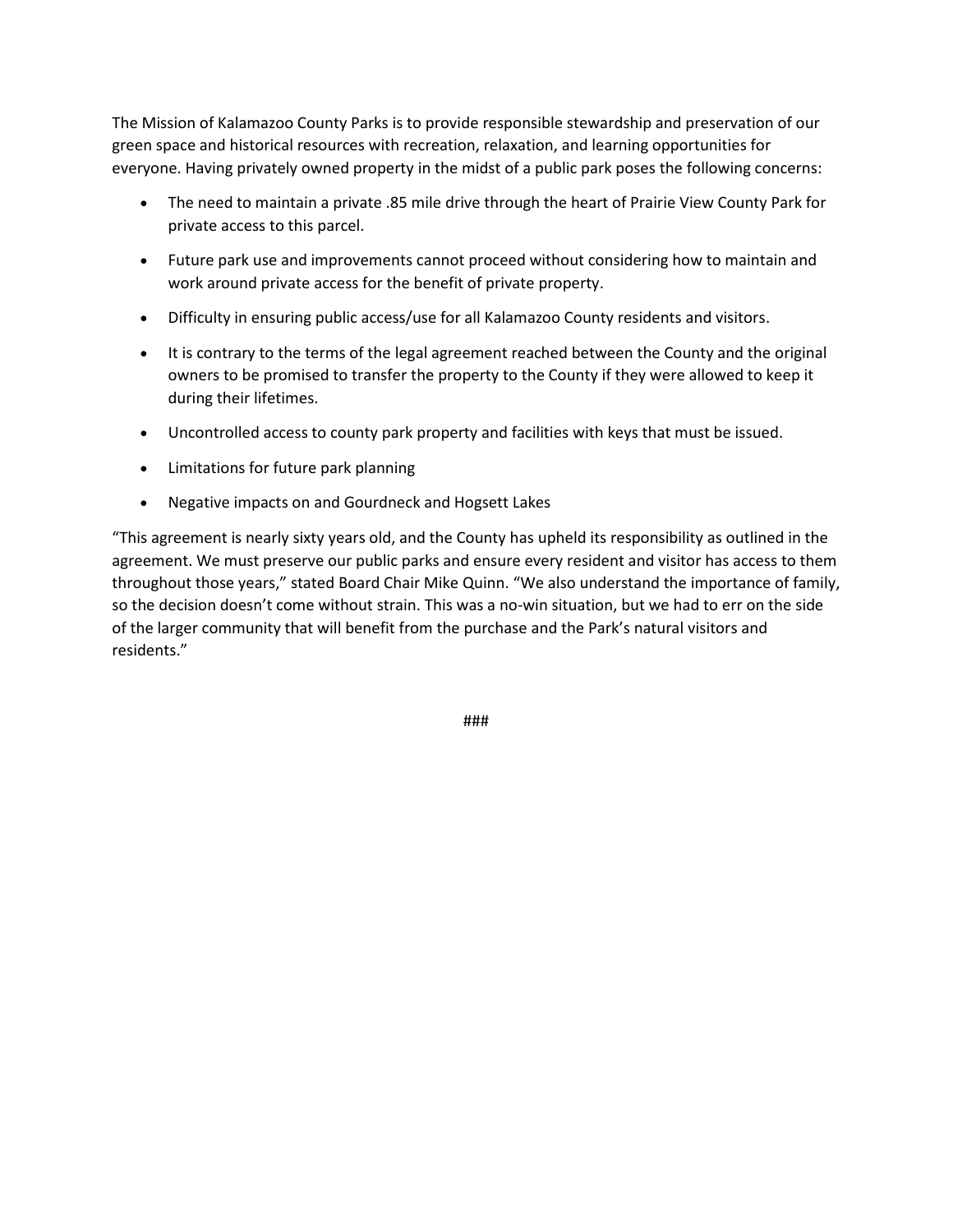The Mission of Kalamazoo County Parks is to provide responsible stewardship and preservation of our green space and historical resources with recreation, relaxation, and learning opportunities for everyone. Having privately owned property in the midst of a public park poses the following concerns:

- The need to maintain a private .85 mile drive through the heart of Prairie View County Park for private access to this parcel.
- Future park use and improvements cannot proceed without considering how to maintain and work around private access for the benefit of private property.
- Difficulty in ensuring public access/use for all Kalamazoo County residents and visitors.
- It is contrary to the terms of the legal agreement reached between the County and the original owners to be promised to transfer the property to the County if they were allowed to keep it during their lifetimes.
- Uncontrolled access to county park property and facilities with keys that must be issued.
- Limitations for future park planning
- Negative impacts on and Gourdneck and Hogsett Lakes

"This agreement is nearly sixty years old, and the County has upheld its responsibility as outlined in the agreement. We must preserve our public parks and ensure every resident and visitor has access to them throughout those years," stated Board Chair Mike Quinn. "We also understand the importance of family, so the decision doesn't come without strain. This was a no-win situation, but we had to err on the side of the larger community that will benefit from the purchase and the Park's natural visitors and residents."

###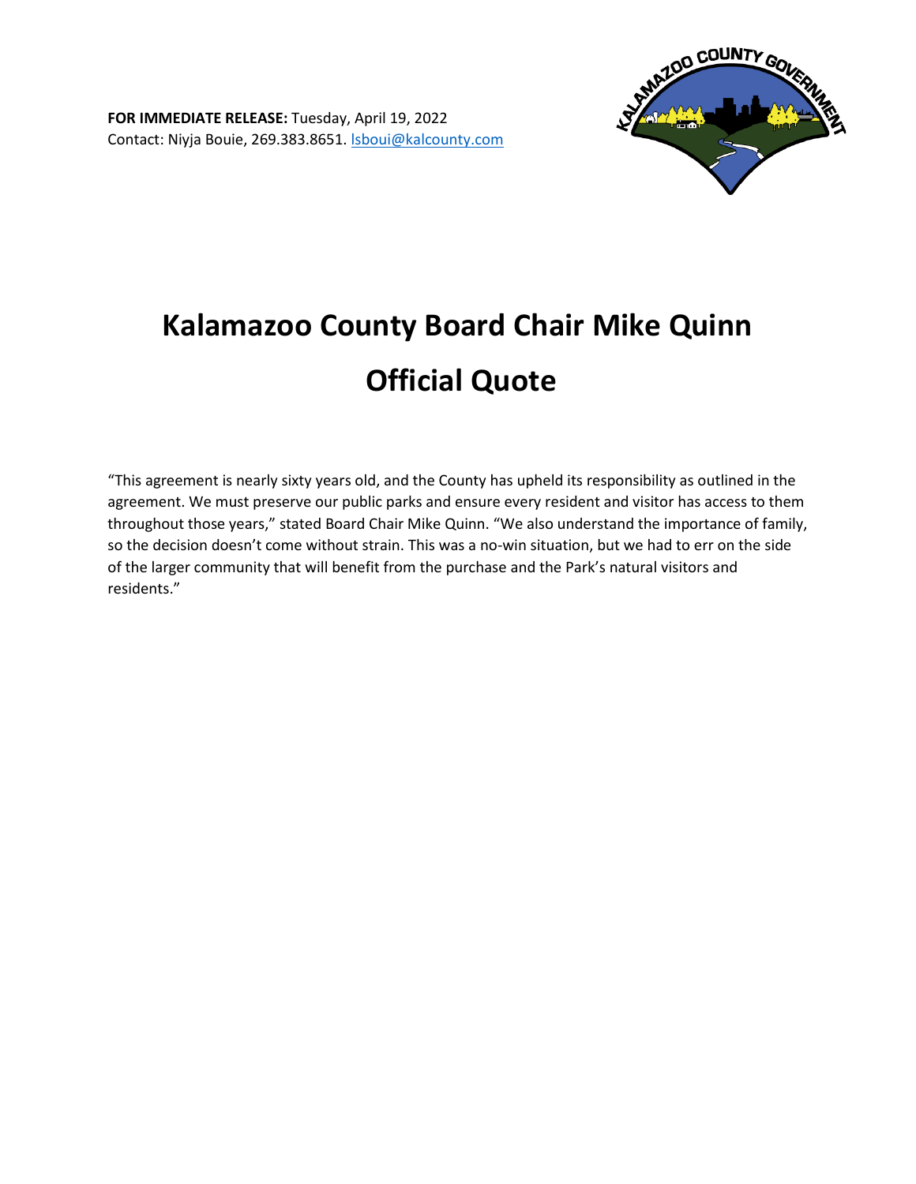**FOR IMMEDIATE RELEASE:** Tuesday, April 19, 2022
Contact: Niyja Bouie, 269.383.8651. lsboui@kalcounty.com

# Kalamazoo County Board Chair Mike Quinn Official Quote

"This agreement is nearly sixty years old, and the County has upheld its responsibility as outlined in the agreement. We must preserve our public parks and ensure every resident and visitor has access to them throughout those years," stated Board Chair Mike Quinn. "We also understand the importance of family, so the decision doesn't come without strain. This was a no-win situation, but we had to err on the side of the larger community that will benefit from the purchase and the Park's natural visitors and residents."